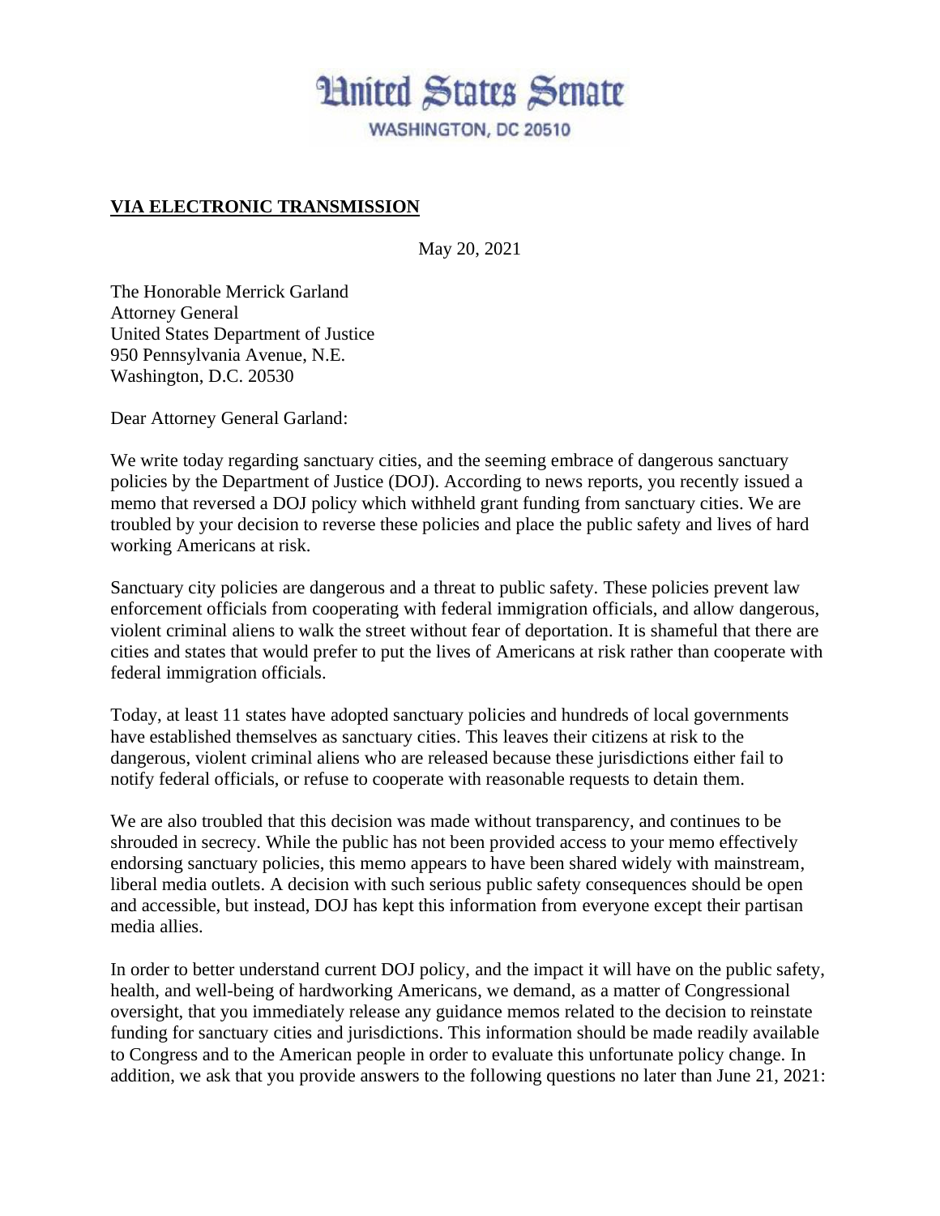# United States Senate

WASHINGTON, DC 20510

**VIA ELECTRONIC TRANSMISSION**

May 20, 2021

The Honorable Merrick Garland
Attorney General
United States Department of Justice
950 Pennsylvania Avenue, N.E.
Washington, D.C. 20530

Dear Attorney General Garland:

We write today regarding sanctuary cities, and the seeming embrace of dangerous sanctuary policies by the Department of Justice (DOJ). According to news reports, you recently issued a memo that reversed a DOJ policy which withheld grant funding from sanctuary cities. We are troubled by your decision to reverse these policies and place the public safety and lives of hard working Americans at risk.

Sanctuary city policies are dangerous and a threat to public safety. These policies prevent law enforcement officials from cooperating with federal immigration officials, and allow dangerous, violent criminal aliens to walk the street without fear of deportation. It is shameful that there are cities and states that would prefer to put the lives of Americans at risk rather than cooperate with federal immigration officials.

Today, at least 11 states have adopted sanctuary policies and hundreds of local governments have established themselves as sanctuary cities. This leaves their citizens at risk to the dangerous, violent criminal aliens who are released because these jurisdictions either fail to notify federal officials, or refuse to cooperate with reasonable requests to detain them.

We are also troubled that this decision was made without transparency, and continues to be shrouded in secrecy. While the public has not been provided access to your memo effectively endorsing sanctuary policies, this memo appears to have been shared widely with mainstream, liberal media outlets. A decision with such serious public safety consequences should be open and accessible, but instead, DOJ has kept this information from everyone except their partisan media allies.

In order to better understand current DOJ policy, and the impact it will have on the public safety, health, and well-being of hardworking Americans, we demand, as a matter of Congressional oversight, that you immediately release any guidance memos related to the decision to reinstate funding for sanctuary cities and jurisdictions. This information should be made readily available to Congress and to the American people in order to evaluate this unfortunate policy change. In addition, we ask that you provide answers to the following questions no later than June 21, 2021: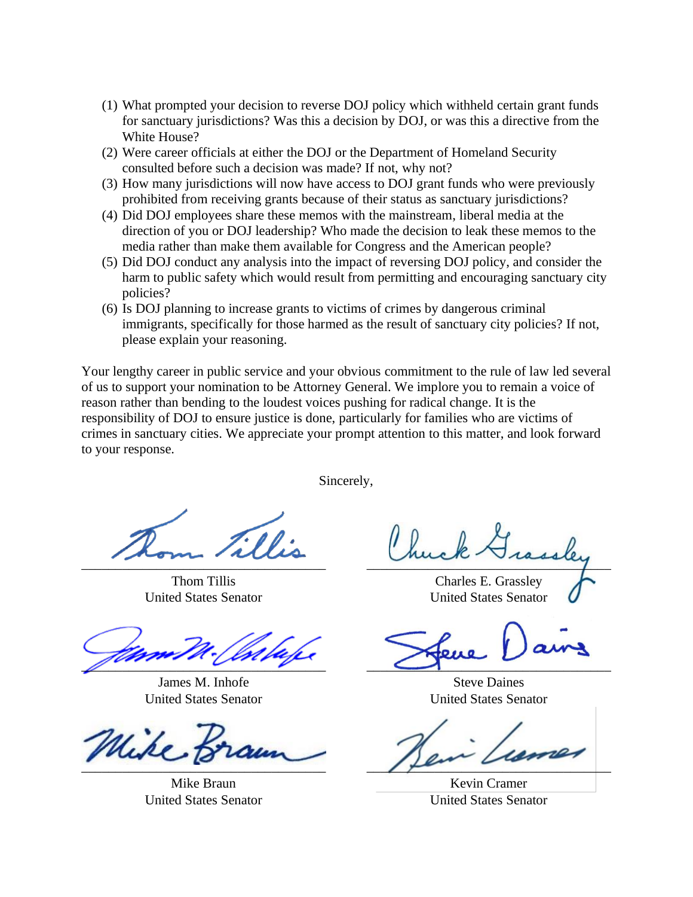(1) What prompted your decision to reverse DOJ policy which withheld certain grant funds for sanctuary jurisdictions? Was this a decision by DOJ, or was this a directive from the White House?
(2) Were career officials at either the DOJ or the Department of Homeland Security consulted before such a decision was made? If not, why not?
(3) How many jurisdictions will now have access to DOJ grant funds who were previously prohibited from receiving grants because of their status as sanctuary jurisdictions?
(4) Did DOJ employees share these memos with the mainstream, liberal media at the direction of you or DOJ leadership? Who made the decision to leak these memos to the media rather than make them available for Congress and the American people?
(5) Did DOJ conduct any analysis into the impact of reversing DOJ policy, and consider the harm to public safety which would result from permitting and encouraging sanctuary city policies?
(6) Is DOJ planning to increase grants to victims of crimes by dangerous criminal immigrants, specifically for those harmed as the result of sanctuary city policies? If not, please explain your reasoning.

Your lengthy career in public service and your obvious commitment to the rule of law led several of us to support your nomination to be Attorney General. We implore you to remain a voice of reason rather than bending to the loudest voices pushing for radical change. It is the responsibility of DOJ to ensure justice is done, particularly for families who are victims of crimes in sanctuary cities. We appreciate your prompt attention to this matter, and look forward to your response.

Sincerely,

Thom Tillis
United States Senator

Charles E. Grassley
United States Senator

James M. Inhofe
United States Senator

Steve Daines
United States Senator

Mike Braun
United States Senator

Kevin Cramer
United States Senator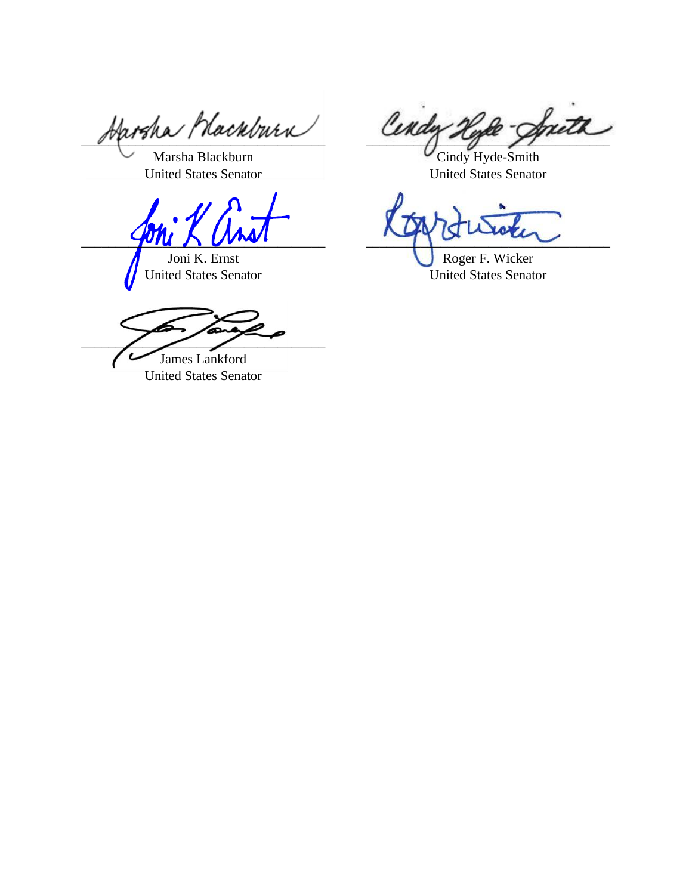Marsha Blackburn
United States Senator

Cindy Hyde-Smith
United States Senator

Joni K. Ernst
United States Senator

Roger F. Wicker
United States Senator

James Lankford
United States Senator